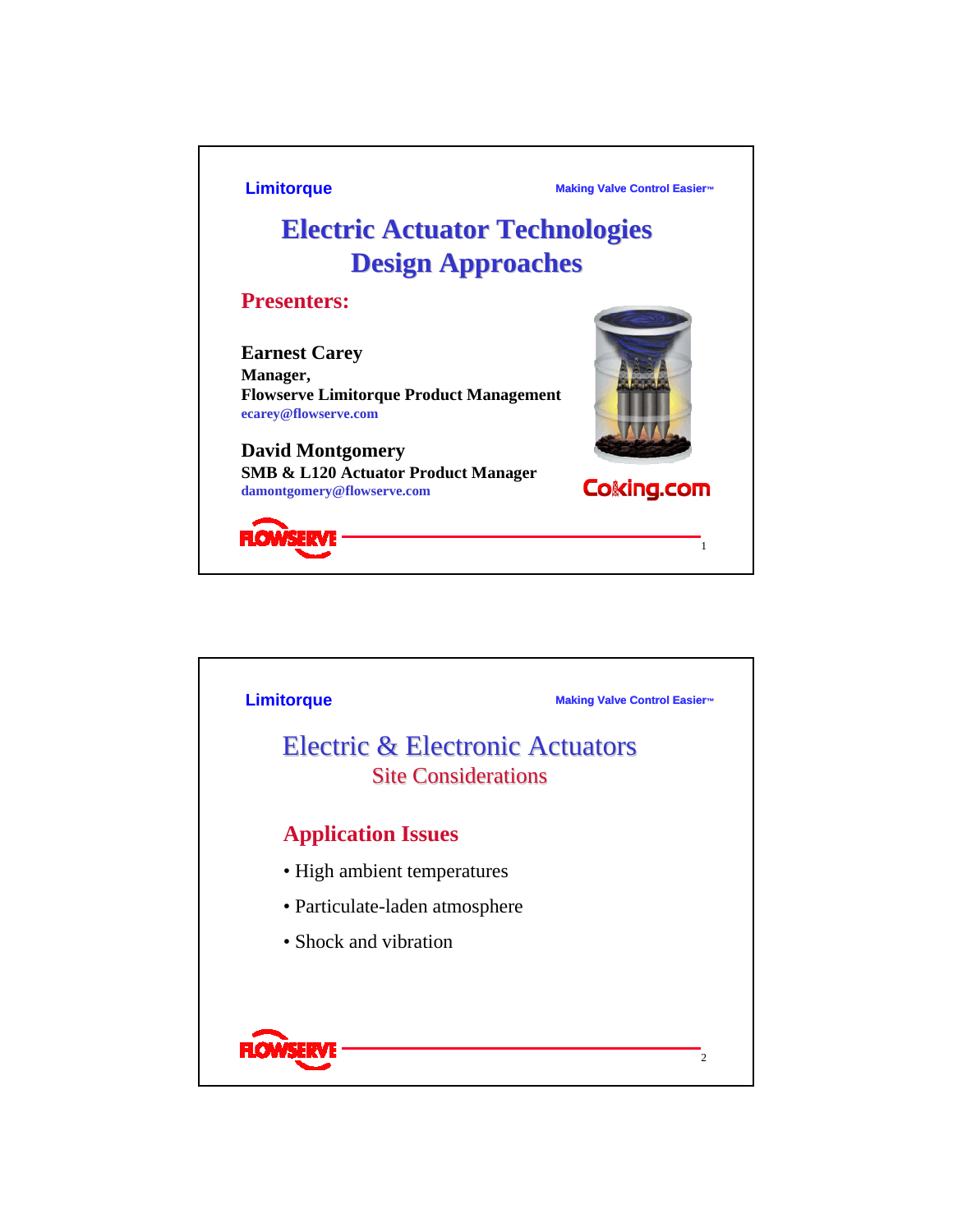Limitorque

Making Valve Control Easier™

# Electric Actuator Technologies
# Design Approaches

## Presenters:

**Earnest Carey**
**Manager,**
**Flowserve Limitorque Product Management**
ecarey@flowserve.com

**David Montgomery**
**SMB & L120 Actuator Product Manager**
damontgomery@flowserve.com

Coking.com

FLOWSERVE

---

Limitorque

Making Valve Control Easier™

# Electric & Electronic Actuators
## Site Considerations

### Application Issues

- High ambient temperatures
- Particulate-laden atmosphere
- Shock and vibration

FLOWSERVE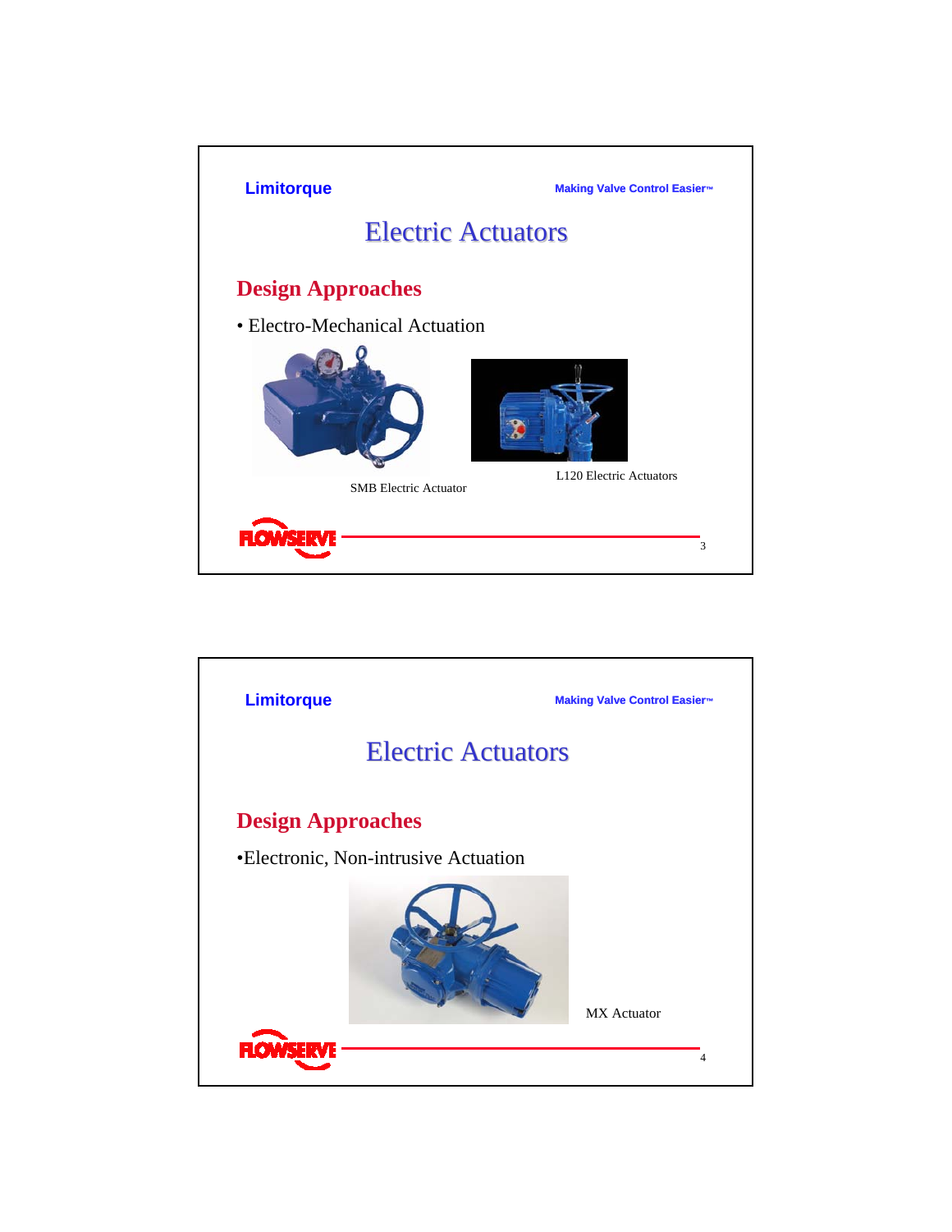Limitorque

Making Valve Control Easier™

# Electric Actuators

## Design Approaches

- Electro-Mechanical Actuation

SMB Electric Actuator

L120 Electric Actuators

Limitorque

Making Valve Control Easier™

# Electric Actuators

## Design Approaches

- Electronic, Non-intrusive Actuation

MX Actuator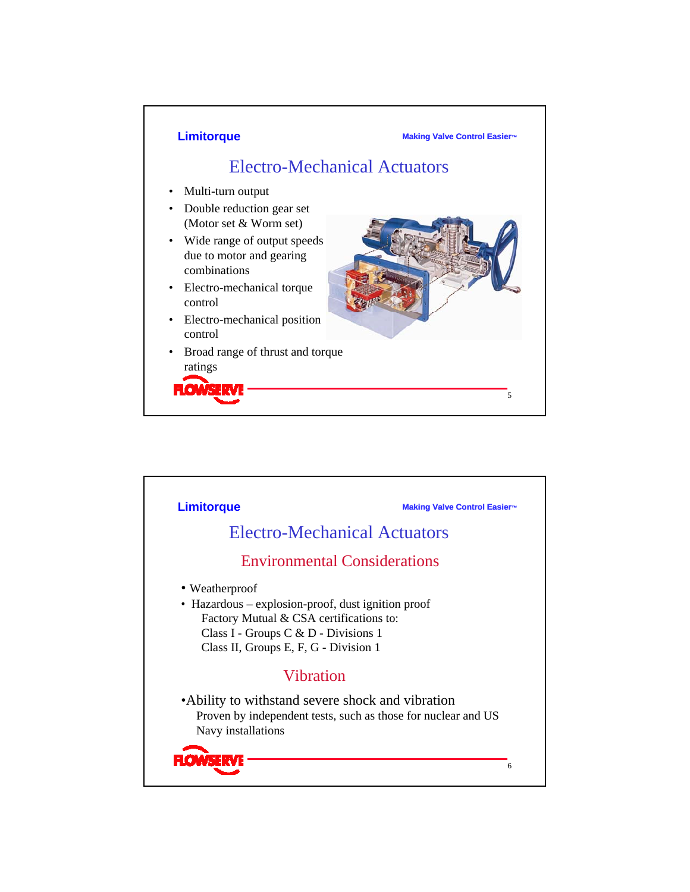## Electro-Mechanical Actuators

- Multi-turn output
- Double reduction gear set (Motor set & Worm set)
- Wide range of output speeds due to motor and gearing combinations
- Electro-mechanical torque control
- Electro-mechanical position control
- Broad range of thrust and torque ratings

## Electro-Mechanical Actuators

### Environmental Considerations

- Weatherproof
- Hazardous – explosion-proof, dust ignition proof
  
  Factory Mutual & CSA certifications to:
  
  Class I - Groups C & D - Divisions 1
  
  Class II, Groups E, F, G - Division 1

### Vibration

- Ability to withstand severe shock and vibration
  
  Proven by independent tests, such as those for nuclear and US Navy installations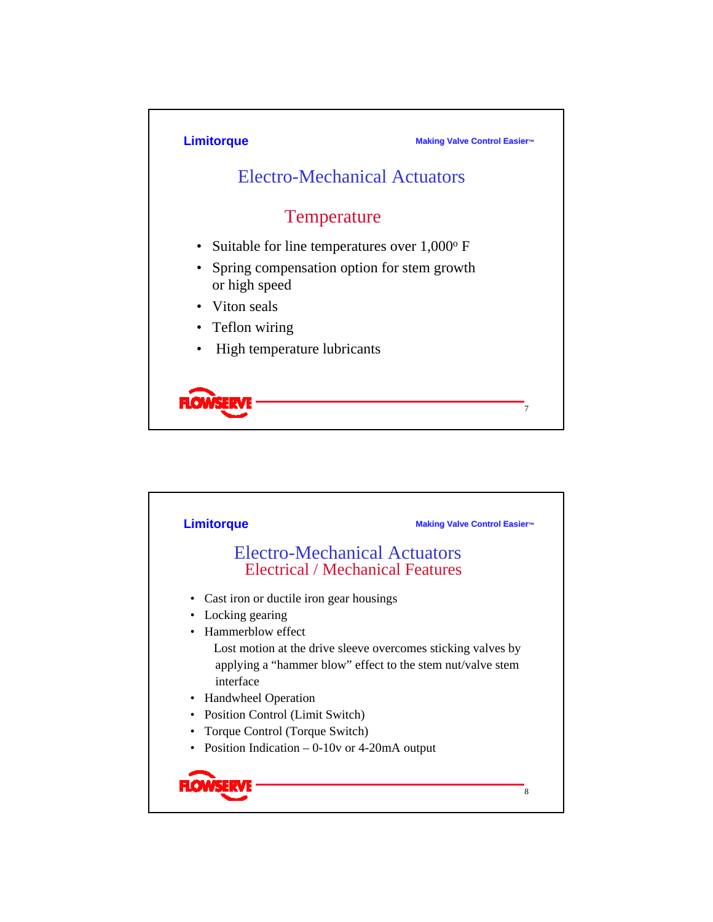Limitorque — Making Valve Control Easier™

## Electro-Mechanical Actuators

### Temperature

- Suitable for line temperatures over 1,000° F
- Spring compensation option for stem growth or high speed
- Viton seals
- Teflon wiring
- High temperature lubricants

FLOWSERVE

Limitorque — Making Valve Control Easier™

## Electro-Mechanical Actuators

### Electrical / Mechanical Features

- Cast iron or ductile iron gear housings
- Locking gearing
- Hammerblow effect

  Lost motion at the drive sleeve overcomes sticking valves by applying a "hammer blow" effect to the stem nut/valve stem interface
- Handwheel Operation
- Position Control (Limit Switch)
- Torque Control (Torque Switch)
- Position Indication – 0-10v or 4-20mA output

FLOWSERVE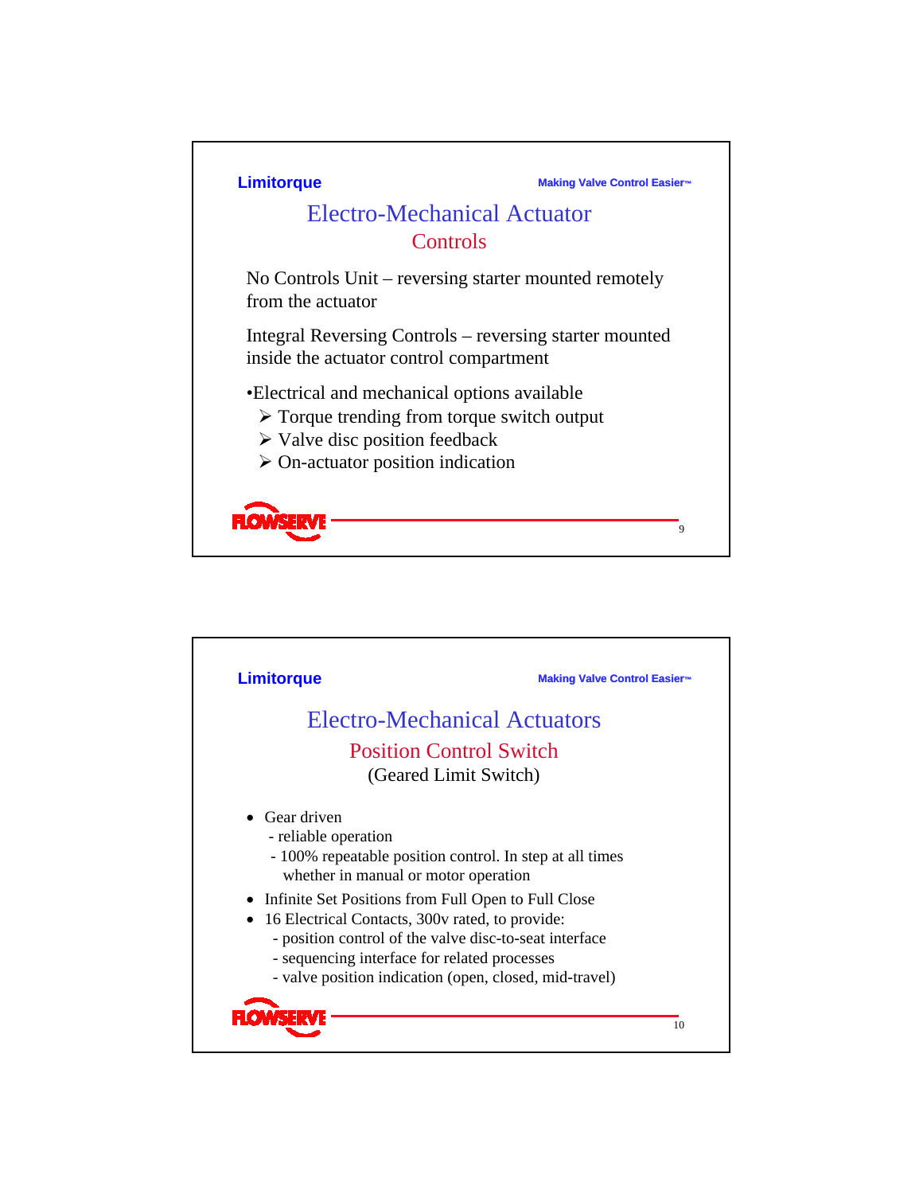## Electro-Mechanical Actuator

### Controls

No Controls Unit – reversing starter mounted remotely from the actuator

Integral Reversing Controls – reversing starter mounted inside the actuator control compartment

•Electrical and mechanical options available

- ➢ Torque trending from torque switch output
- ➢ Valve disc position feedback
- ➢ On-actuator position indication

## Electro-Mechanical Actuators

### Position Control Switch

(Geared Limit Switch)

- Gear driven
  - reliable operation
  - 100% repeatable position control. In step at all times whether in manual or motor operation
- Infinite Set Positions from Full Open to Full Close
- 16 Electrical Contacts, 300v rated, to provide:
  - position control of the valve disc-to-seat interface
  - sequencing interface for related processes
  - valve position indication (open, closed, mid-travel)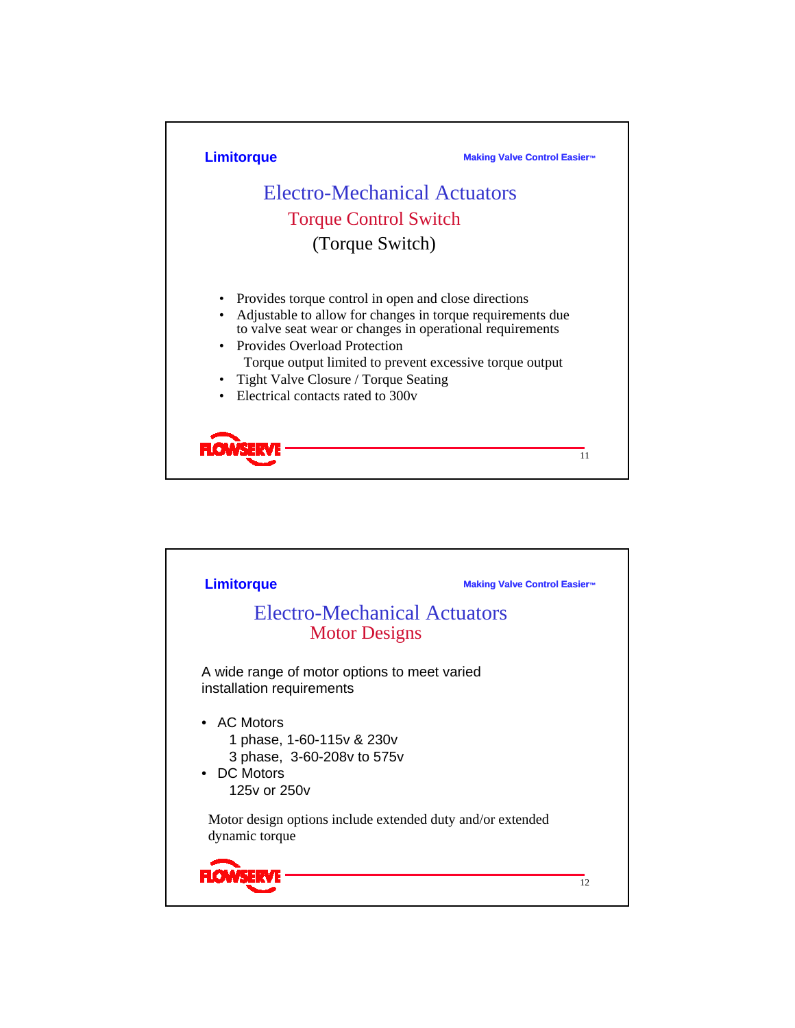Limitorque

Making Valve Control Easier™

# Electro-Mechanical Actuators

## Torque Control Switch

### (Torque Switch)

- Provides torque control in open and close directions
- Adjustable to allow for changes in torque requirements due to valve seat wear or changes in operational requirements
- Provides Overload Protection

  Torque output limited to prevent excessive torque output
- Tight Valve Closure / Torque Seating
- Electrical contacts rated to 300v

FLOWSERVE

Limitorque

Making Valve Control Easier™

# Electro-Mechanical Actuators

## Motor Designs

A wide range of motor options to meet varied installation requirements

- AC Motors

  1 phase, 1-60-115v & 230v

  3 phase, 3-60-208v to 575v
- DC Motors

  125v or 250v

Motor design options include extended duty and/or extended dynamic torque

FLOWSERVE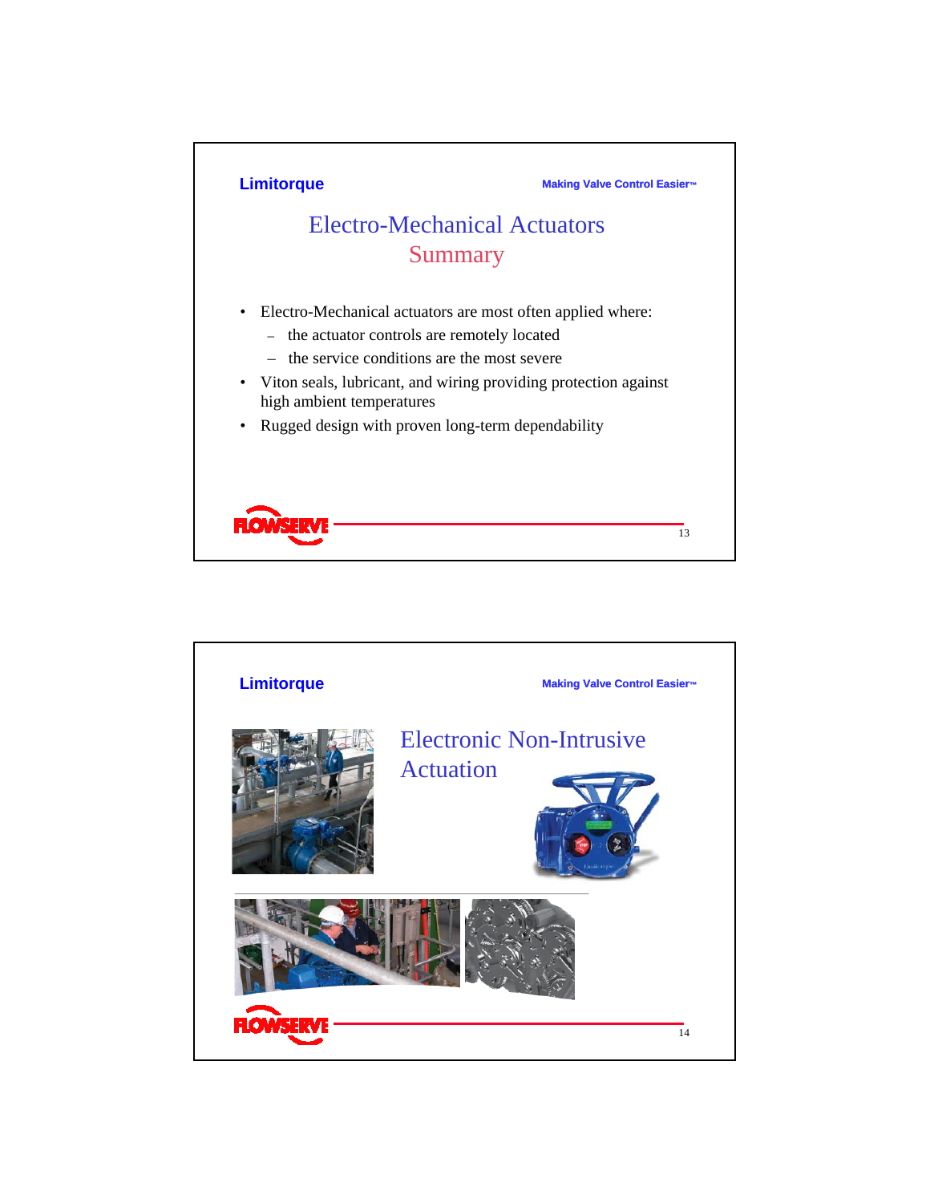# Electro-Mechanical Actuators
## Summary

- Electro-Mechanical actuators are most often applied where:
  - the actuator controls are remotely located
  - the service conditions are the most severe
- Viton seals, lubricant, and wiring providing protection against high ambient temperatures
- Rugged design with proven long-term dependability

# Electronic Non-Intrusive Actuation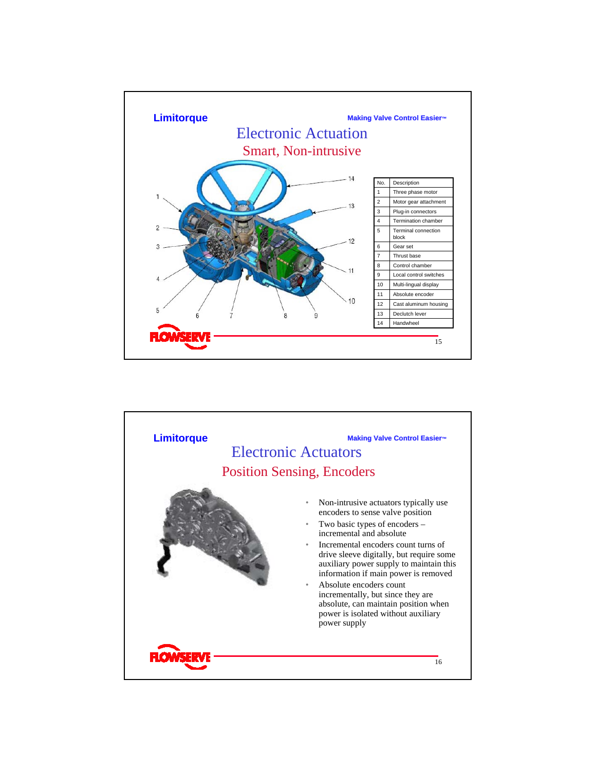**Limitorque** — **Making Valve Control Easier™**

# Electronic Actuation

## Smart, Non-intrusive

| No. | Description |
|---|---|
| 1 | Three phase motor |
| 2 | Motor gear attachment |
| 3 | Plug-in connectors |
| 4 | Termination chamber |
| 5 | Terminal connection block |
| 6 | Gear set |
| 7 | Thrust base |
| 8 | Control chamber |
| 9 | Local control switches |
| 10 | Multi-lingual display |
| 11 | Absolute encoder |
| 12 | Cast aluminum housing |
| 13 | Declutch lever |
| 14 | Handwheel |

---

**Limitorque** — **Making Valve Control Easier™**

# Electronic Actuators

## Position Sensing, Encoders

- Non-intrusive actuators typically use encoders to sense valve position
- Two basic types of encoders – incremental and absolute
- Incremental encoders count turns of drive sleeve digitally, but require some auxiliary power supply to maintain this information if main power is removed
- Absolute encoders count incrementally, but since they are absolute, can maintain position when power is isolated without auxiliary power supply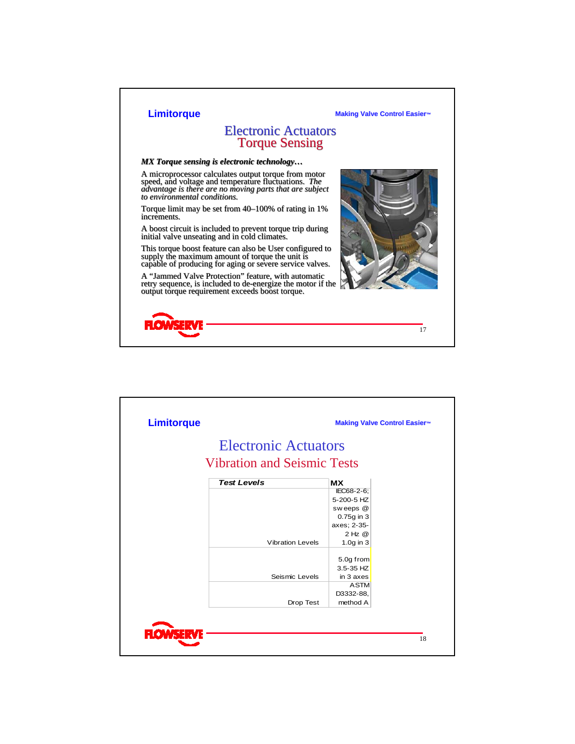Limitorque

Making Valve Control Easier™

# Electronic Actuators
## Torque Sensing

***MX Torque sensing is electronic technology…***

A microprocessor calculates output torque from motor speed, and voltage and temperature fluctuations. *The advantage is there are no moving parts that are subject to environmental conditions.*

Torque limit may be set from 40–100% of rating in 1% increments.

A boost circuit is included to prevent torque trip during initial valve unseating and in cold climates.

This torque boost feature can also be User configured to supply the maximum amount of torque the unit is capable of producing for aging or severe service valves.

A "Jammed Valve Protection" feature, with automatic retry sequence, is included to de-energize the motor if the output torque requirement exceeds boost torque.

FLOWSERVE

Limitorque

Making Valve Control Easier™

# Electronic Actuators
## Vibration and Seismic Tests

| ***Test Levels*** | **MX** |
|---|---|
| Vibration Levels | IEC68-2-6; 5-200-5 HZ sweeps @ 0.75g in 3 axes; 2-35-2 Hz @ 1.0g in 3 |
| Seismic Levels | 5.0g from 3.5-35 HZ in 3 axes |
| Drop Test | ASTM D3332-88, method A |

FLOWSERVE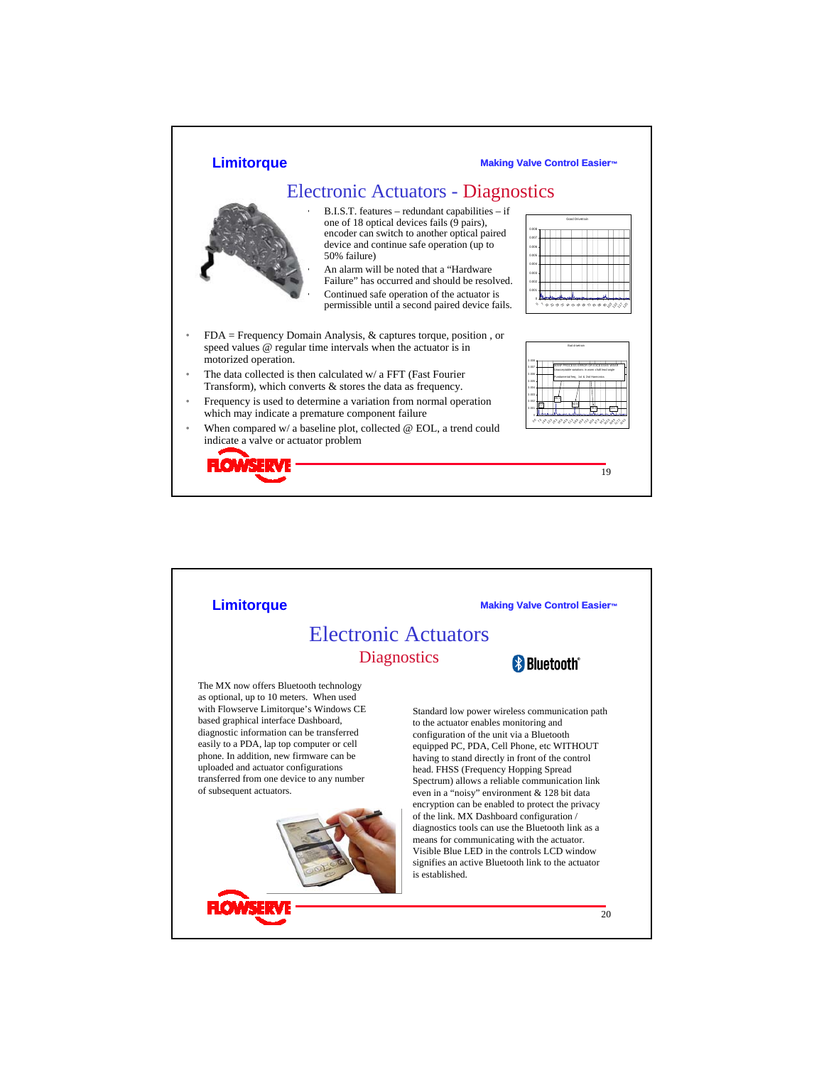## Limitorque

**Making Valve Control Easier™**

# Electronic Actuators - Diagnostics

- B.I.S.T. features – redundant capabilities – if one of 18 optical devices fails (9 pairs), encoder can switch to another optical paired device and continue safe operation (up to 50% failure)
- An alarm will be noted that a "Hardware Failure" has occurred and should be resolved.
- Continued safe operation of the actuator is permissible until a second paired device fails.

Good Drivetrain

Bad drivetrain

- FDA = Frequency Domain Analysis, & captures torque, position , or speed values @ regular time intervals when the actuator is in motorized operation.
- The data collected is then calculated w/ a FFT (Fast Fourier Transform), which converts & stores the data as frequency.
- Frequency is used to determine a variation from normal operation which may indicate a premature component failure
- When compared w/ a baseline plot, collected @ EOL, a trend could indicate a valve or actuator problem

FLOWSERVE

---

## Limitorque

**Making Valve Control Easier™**

# Electronic Actuators

## Diagnostics

Bluetooth®

The MX now offers Bluetooth technology as optional, up to 10 meters. When used with Flowserve Limitorque's Windows CE based graphical interface Dashboard, diagnostic information can be transferred easily to a PDA, lap top computer or cell phone. In addition, new firmware can be uploaded and actuator configurations transferred from one device to any number of subsequent actuators.

Standard low power wireless communication path to the actuator enables monitoring and configuration of the unit via a Bluetooth equipped PC, PDA, Cell Phone, etc WITHOUT having to stand directly in front of the control head. FHSS (Frequency Hopping Spread Spectrum) allows a reliable communication link even in a "noisy" environment & 128 bit data encryption can be enabled to protect the privacy of the link. MX Dashboard configuration / diagnostics tools can use the Bluetooth link as a means for communicating with the actuator. Visible Blue LED in the controls LCD window signifies an active Bluetooth link to the actuator is established.

FLOWSERVE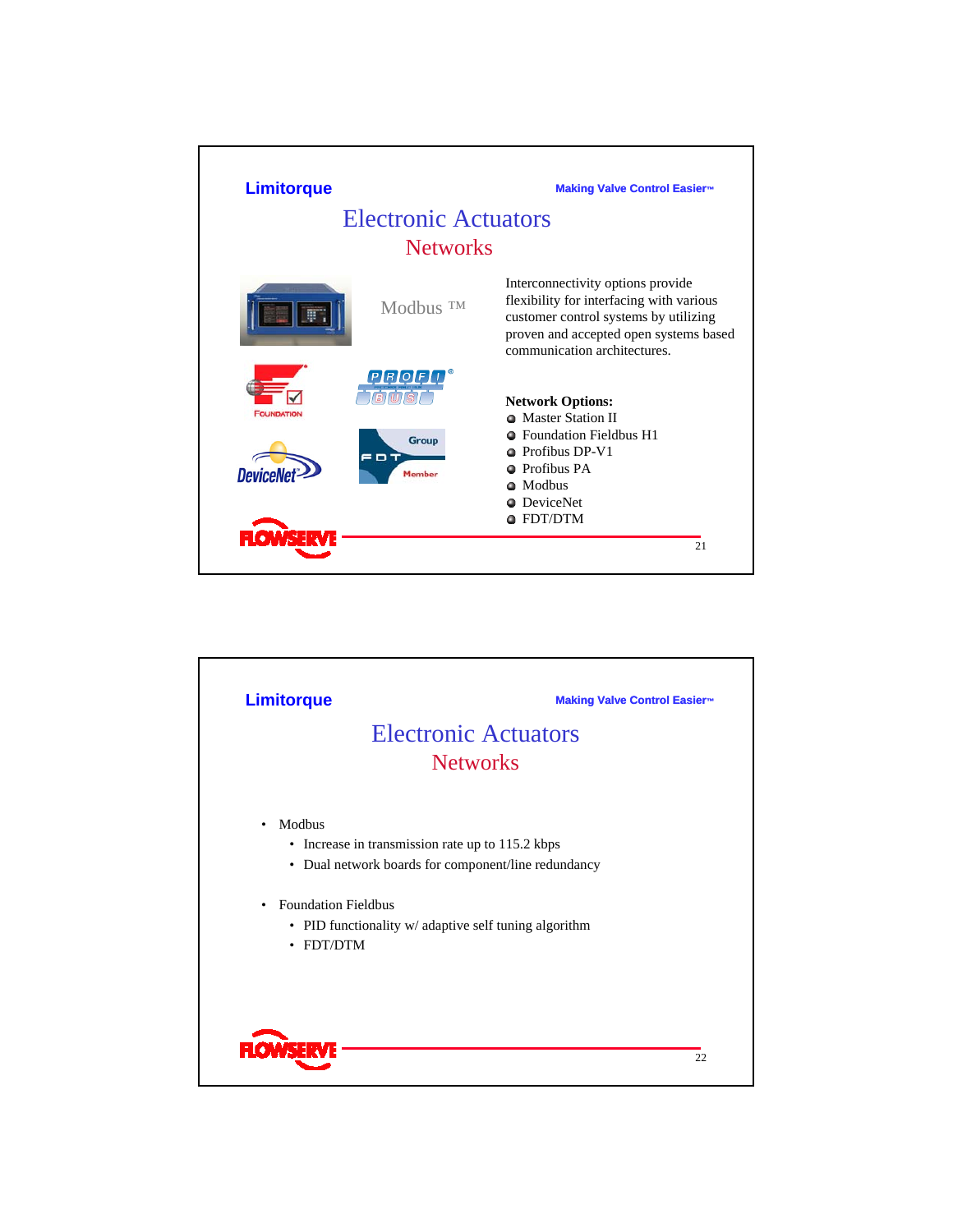**Limitorque** Making Valve Control Easier™

# Electronic Actuators

## Networks

Modbus ™

Interconnectivity options provide flexibility for interfacing with various customer control systems by utilizing proven and accepted open systems based communication architectures.

**Network Options:**

- Master Station II
- Foundation Fieldbus H1
- Profibus DP-V1
- Profibus PA
- Modbus
- DeviceNet
- FDT/DTM

---

**Limitorque** Making Valve Control Easier™

# Electronic Actuators

## Networks

- Modbus
  - Increase in transmission rate up to 115.2 kbps
  - Dual network boards for component/line redundancy
- Foundation Fieldbus
  - PID functionality w/ adaptive self tuning algorithm
  - FDT/DTM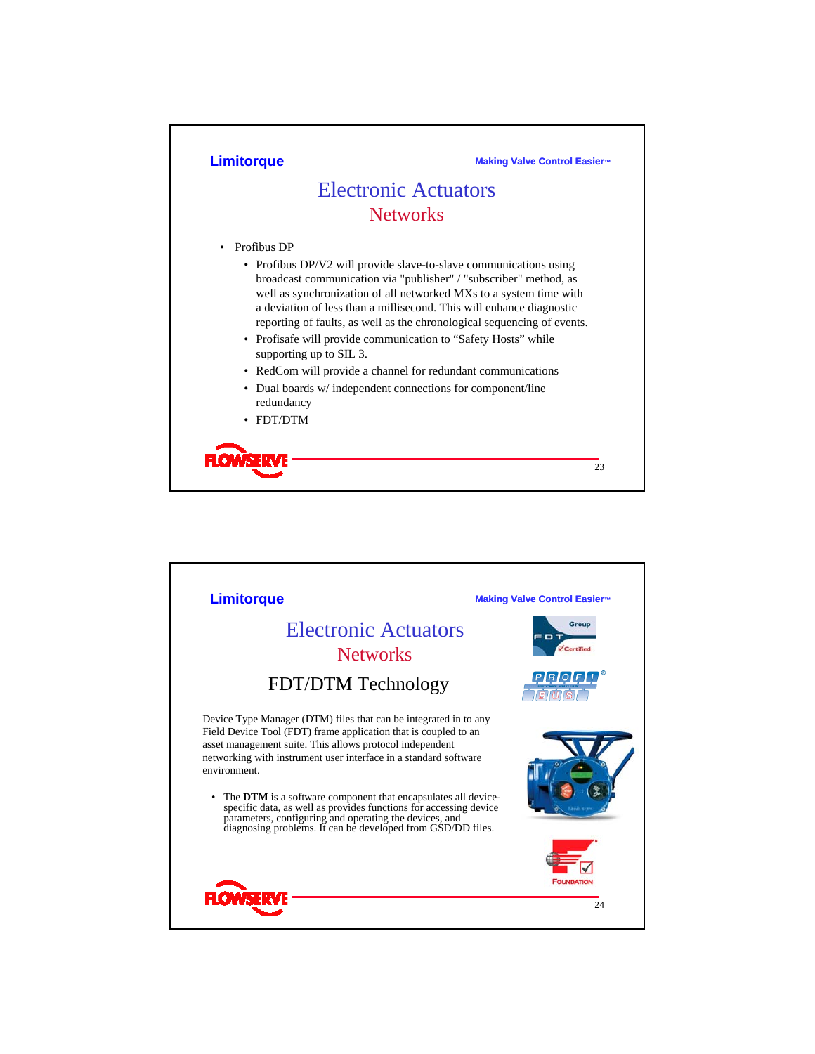Limitorque

Making Valve Control Easier™

# Electronic Actuators

## Networks

- Profibus DP
  - Profibus DP/V2 will provide slave-to-slave communications using broadcast communication via "publisher" / "subscriber" method, as well as synchronization of all networked MXs to a system time with a deviation of less than a millisecond. This will enhance diagnostic reporting of faults, as well as the chronological sequencing of events.
  - Profisafe will provide communication to “Safety Hosts” while supporting up to SIL 3.
  - RedCom will provide a channel for redundant communications
  - Dual boards w/ independent connections for component/line redundancy
  - FDT/DTM

FLOWSERVE

---

Limitorque

Making Valve Control Easier™

# Electronic Actuators

## Networks

### FDT/DTM Technology

Device Type Manager (DTM) files that can be integrated in to any Field Device Tool (FDT) frame application that is coupled to an asset management suite. This allows protocol independent networking with instrument user interface in a standard software environment.

- The **DTM** is a software component that encapsulates all device-specific data, as well as provides functions for accessing device parameters, configuring and operating the devices, and diagnosing problems. It can be developed from GSD/DD files.

FLOWSERVE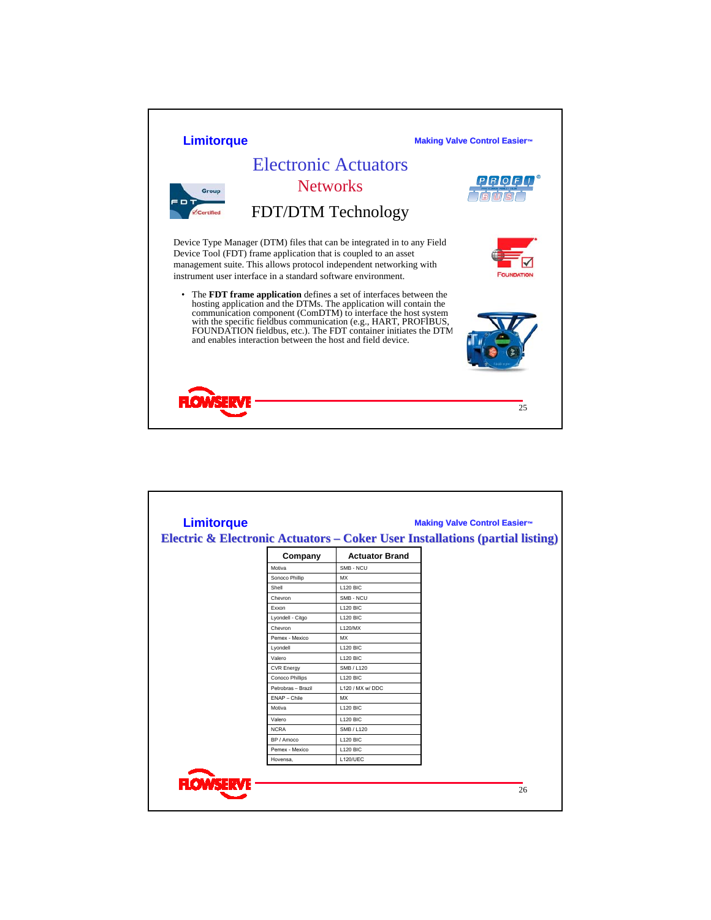Limitorque

Making Valve Control Easier™

# Electronic Actuators

## Networks

## FDT/DTM Technology

Device Type Manager (DTM) files that can be integrated in to any Field Device Tool (FDT) frame application that is coupled to an asset management suite. This allows protocol independent networking with instrument user interface in a standard software environment.

- The **FDT frame application** defines a set of interfaces between the hosting application and the DTMs. The application will contain the communication component (ComDTM) to interface the host system with the specific fieldbus communication (e.g., HART, PROFIBUS, FOUNDATION fieldbus, etc.). The FDT container initiates the DTM and enables interaction between the host and field device.

Limitorque

Making Valve Control Easier™

## Electric & Electronic Actuators – Coker User Installations (partial listing)

| Company | Actuator Brand |
|---|---|
| Motiva | SMB - NCU |
| Sonoco Phillip | MX |
| Shell | L120 BIC |
| Chevron | SMB - NCU |
| Exxon | L120 BIC |
| Lyondell - Citgo | L120 BIC |
| Chevron | L120/MX |
| Pemex - Mexico | MX |
| Lyondell | L120 BIC |
| Valero | L120 BIC |
| CVR Energy | SMB / L120 |
| Conoco Phillips | L120 BIC |
| Petrobras – Brazil | L120 / MX w/ DDC |
| ENAP – Chile | MX |
| Motiva | L120 BIC |
| Valero | L120 BIC |
| NCRA | SMB / L120 |
| BP / Amoco | L120 BIC |
| Pemex - Mexico | L120 BIC |
| Hovensa, | L120/UEC |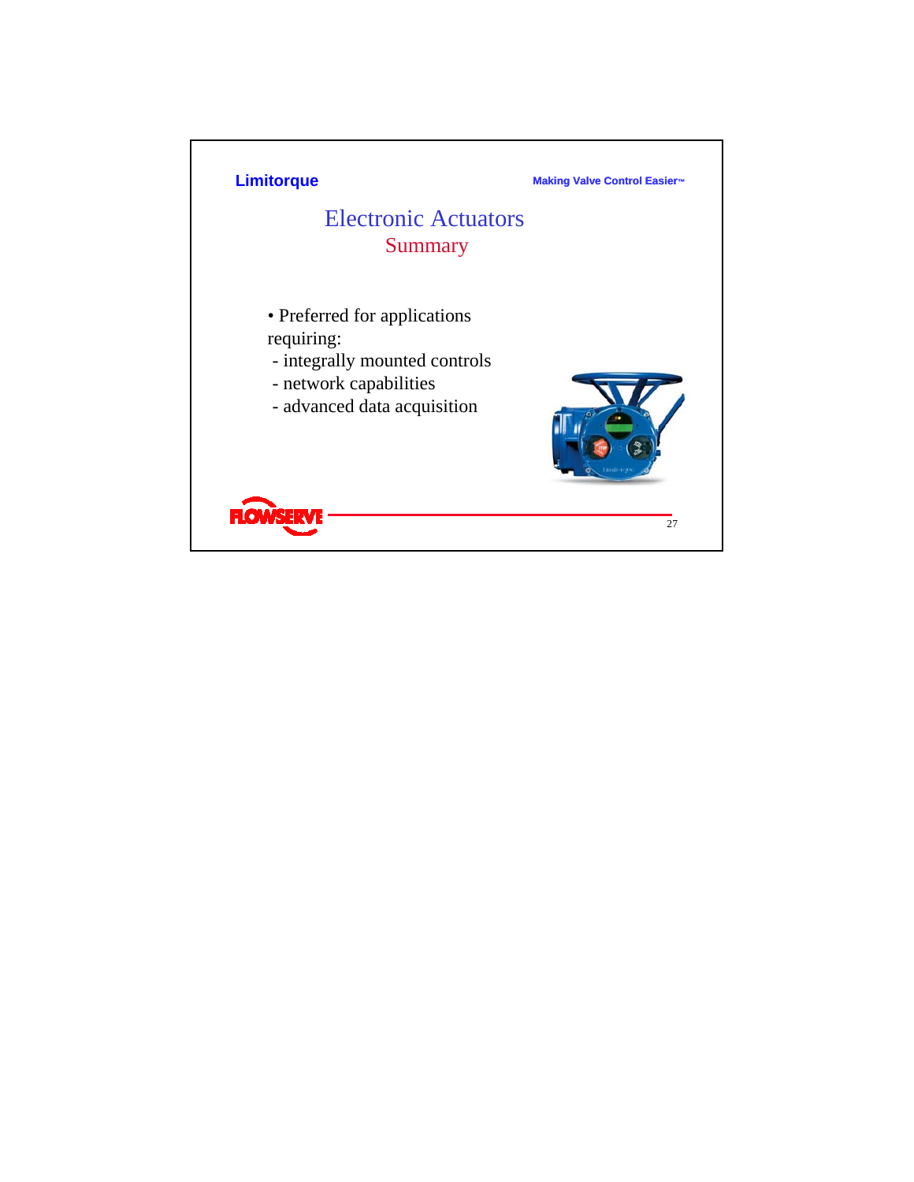# Electronic Actuators

## Summary

- Preferred for applications requiring:
  - integrally mounted controls
  - network capabilities
  - advanced data acquisition